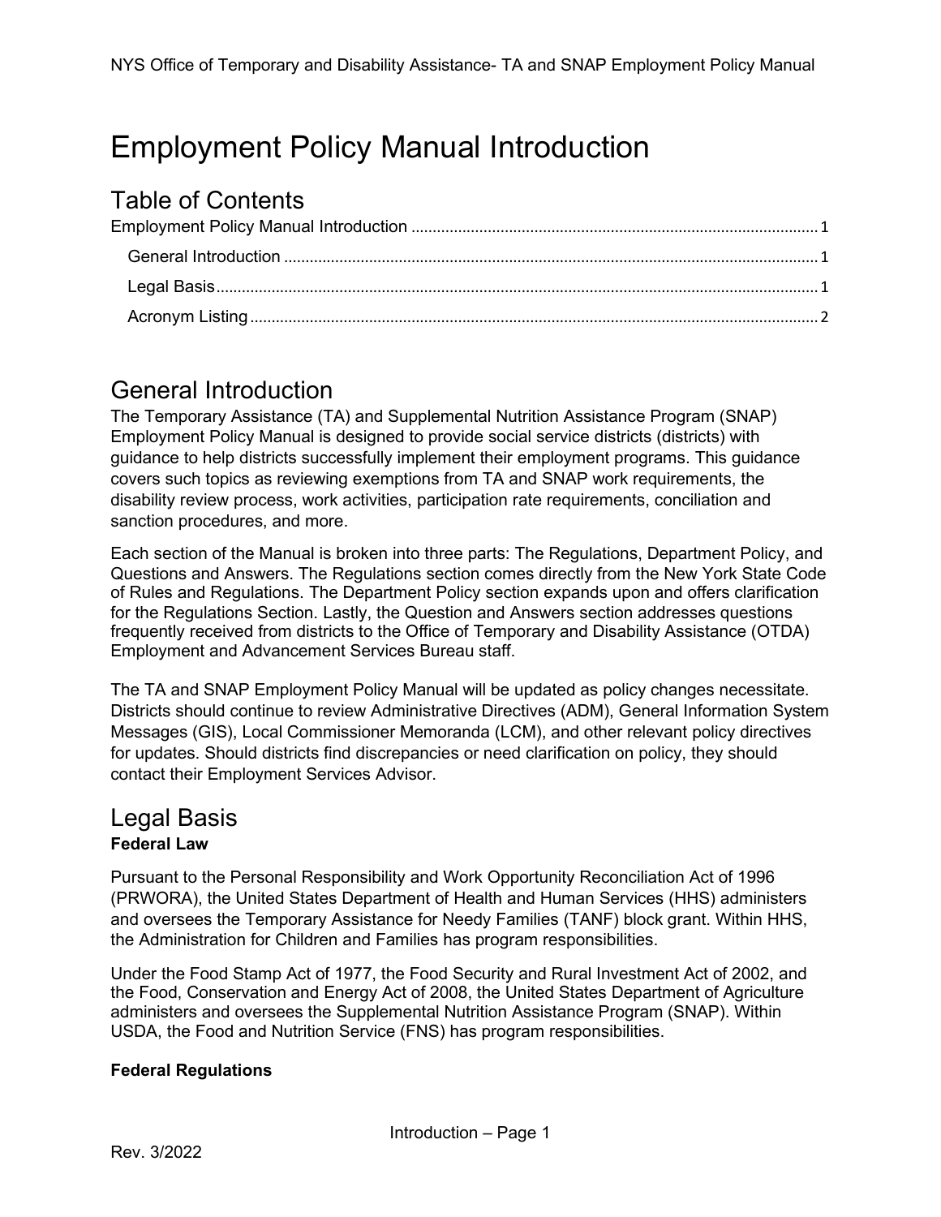# Employment Policy Manual Introduction

## Table of Contents

Employment Policy Manual Introduction ........ 1

- General Introduction ........ 1
- Legal Basis ........ 1
- Acronym Listing ........ 2

## General Introduction

The Temporary Assistance (TA) and Supplemental Nutrition Assistance Program (SNAP) Employment Policy Manual is designed to provide social service districts (districts) with guidance to help districts successfully implement their employment programs. This guidance covers such topics as reviewing exemptions from TA and SNAP work requirements, the disability review process, work activities, participation rate requirements, conciliation and sanction procedures, and more.

Each section of the Manual is broken into three parts: The Regulations, Department Policy, and Questions and Answers. The Regulations section comes directly from the New York State Code of Rules and Regulations. The Department Policy section expands upon and offers clarification for the Regulations Section. Lastly, the Question and Answers section addresses questions frequently received from districts to the Office of Temporary and Disability Assistance (OTDA) Employment and Advancement Services Bureau staff.

The TA and SNAP Employment Policy Manual will be updated as policy changes necessitate. Districts should continue to review Administrative Directives (ADM), General Information System Messages (GIS), Local Commissioner Memoranda (LCM), and other relevant policy directives for updates. Should districts find discrepancies or need clarification on policy, they should contact their Employment Services Advisor.

## Legal Basis

**Federal Law**

Pursuant to the Personal Responsibility and Work Opportunity Reconciliation Act of 1996 (PRWORA), the United States Department of Health and Human Services (HHS) administers and oversees the Temporary Assistance for Needy Families (TANF) block grant. Within HHS, the Administration for Children and Families has program responsibilities.

Under the Food Stamp Act of 1977, the Food Security and Rural Investment Act of 2002, and the Food, Conservation and Energy Act of 2008, the United States Department of Agriculture administers and oversees the Supplemental Nutrition Assistance Program (SNAP). Within USDA, the Food and Nutrition Service (FNS) has program responsibilities.

**Federal Regulations**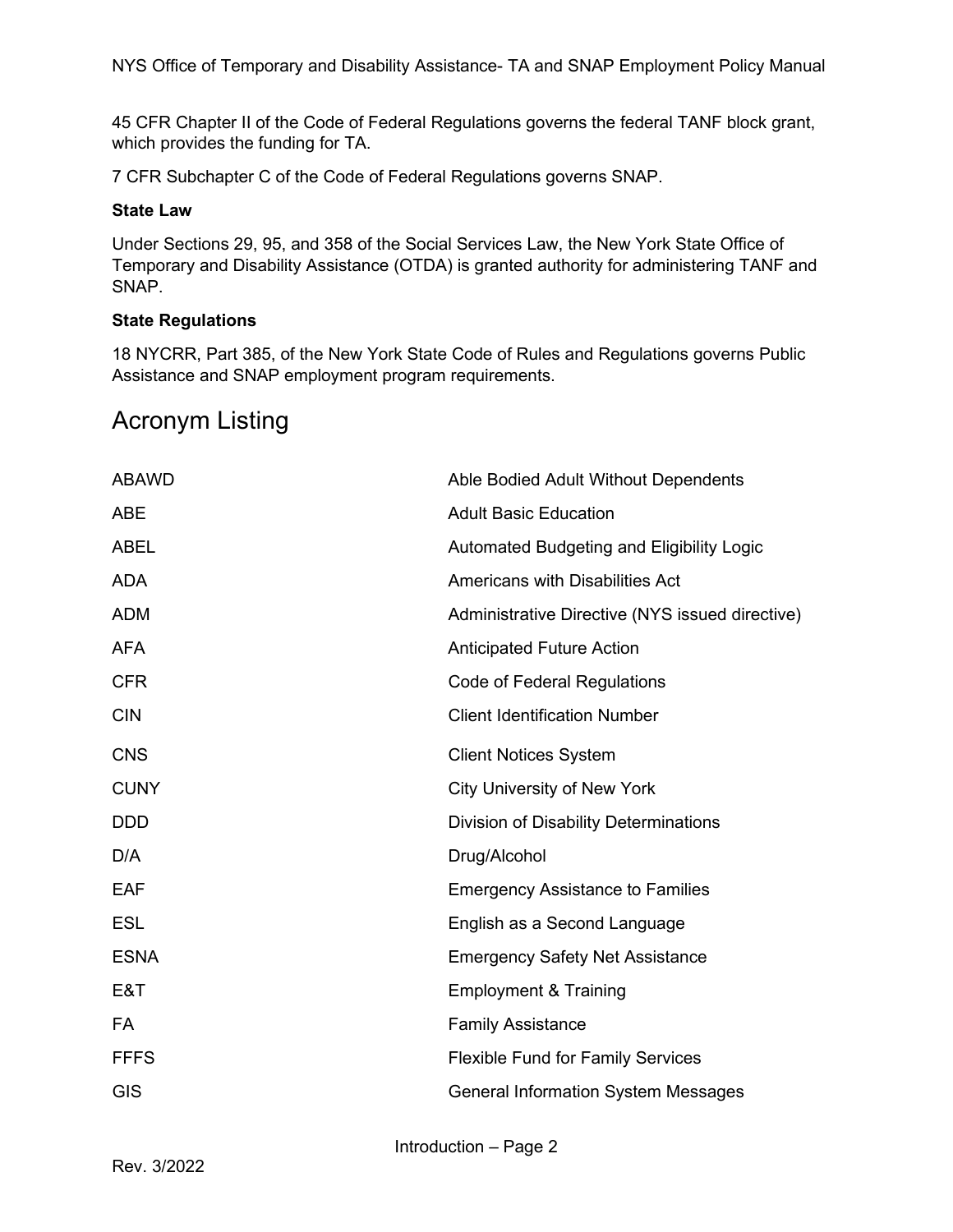45 CFR Chapter II of the Code of Federal Regulations governs the federal TANF block grant, which provides the funding for TA.

7 CFR Subchapter C of the Code of Federal Regulations governs SNAP.

**State Law**

Under Sections 29, 95, and 358 of the Social Services Law, the New York State Office of Temporary and Disability Assistance (OTDA) is granted authority for administering TANF and SNAP.

**State Regulations**

18 NYCRR, Part 385, of the New York State Code of Rules and Regulations governs Public Assistance and SNAP employment program requirements.

# Acronym Listing

| | |
|---|---|
| ABAWD | Able Bodied Adult Without Dependents |
| ABE | Adult Basic Education |
| ABEL | Automated Budgeting and Eligibility Logic |
| ADA | Americans with Disabilities Act |
| ADM | Administrative Directive (NYS issued directive) |
| AFA | Anticipated Future Action |
| CFR | Code of Federal Regulations |
| CIN | Client Identification Number |
| CNS | Client Notices System |
| CUNY | City University of New York |
| DDD | Division of Disability Determinations |
| D/A | Drug/Alcohol |
| EAF | Emergency Assistance to Families |
| ESL | English as a Second Language |
| ESNA | Emergency Safety Net Assistance |
| E&T | Employment & Training |
| FA | Family Assistance |
| FFFS | Flexible Fund for Family Services |
| GIS | General Information System Messages |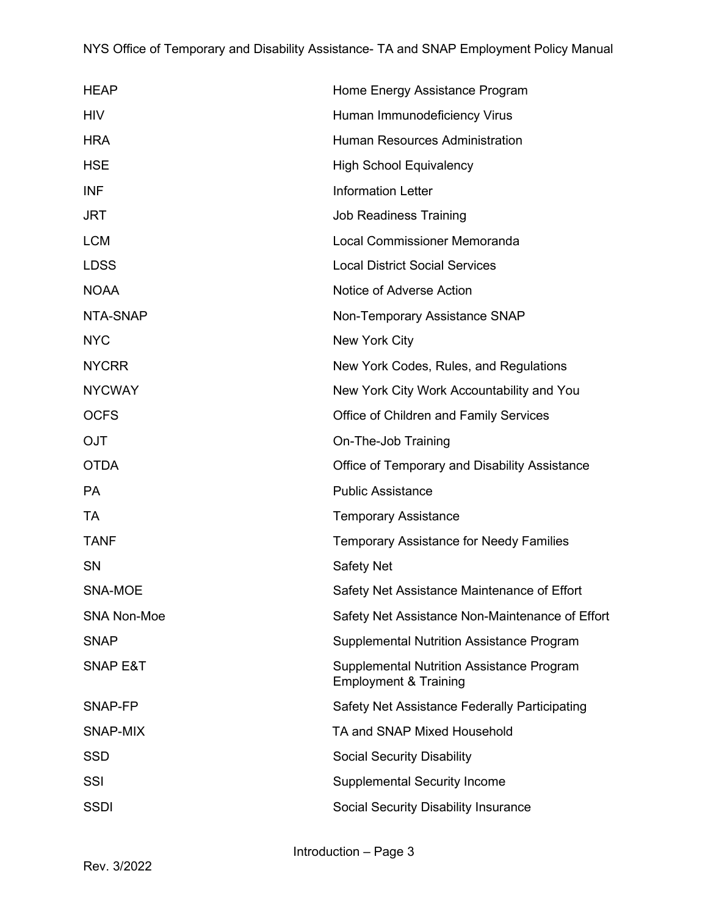| | |
|---|---|
| HEAP | Home Energy Assistance Program |
| HIV | Human Immunodeficiency Virus |
| HRA | Human Resources Administration |
| HSE | High School Equivalency |
| INF | Information Letter |
| JRT | Job Readiness Training |
| LCM | Local Commissioner Memoranda |
| LDSS | Local District Social Services |
| NOAA | Notice of Adverse Action |
| NTA-SNAP | Non-Temporary Assistance SNAP |
| NYC | New York City |
| NYCRR | New York Codes, Rules, and Regulations |
| NYCWAY | New York City Work Accountability and You |
| OCFS | Office of Children and Family Services |
| OJT | On-The-Job Training |
| OTDA | Office of Temporary and Disability Assistance |
| PA | Public Assistance |
| TA | Temporary Assistance |
| TANF | Temporary Assistance for Needy Families |
| SN | Safety Net |
| SNA-MOE | Safety Net Assistance Maintenance of Effort |
| SNA Non-Moe | Safety Net Assistance Non-Maintenance of Effort |
| SNAP | Supplemental Nutrition Assistance Program |
| SNAP E&T | Supplemental Nutrition Assistance Program Employment & Training |
| SNAP-FP | Safety Net Assistance Federally Participating |
| SNAP-MIX | TA and SNAP Mixed Household |
| SSD | Social Security Disability |
| SSI | Supplemental Security Income |
| SSDI | Social Security Disability Insurance |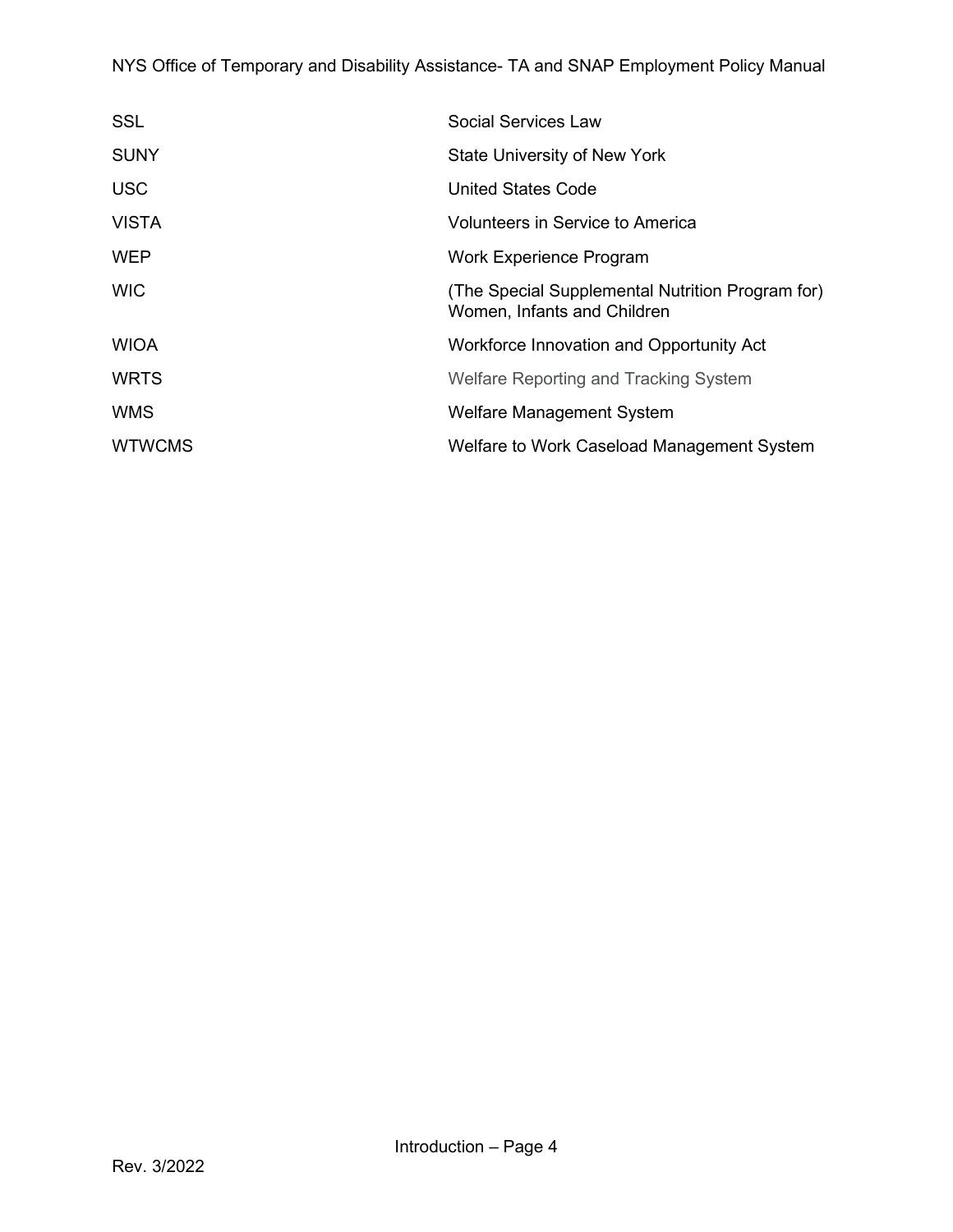| | |
|---|---|
| SSL | Social Services Law |
| SUNY | State University of New York |
| USC | United States Code |
| VISTA | Volunteers in Service to America |
| WEP | Work Experience Program |
| WIC | (The Special Supplemental Nutrition Program for) Women, Infants and Children |
| WIOA | Workforce Innovation and Opportunity Act |
| WRTS | Welfare Reporting and Tracking System |
| WMS | Welfare Management System |
| WTWCMS | Welfare to Work Caseload Management System |

Rev. 3/2022